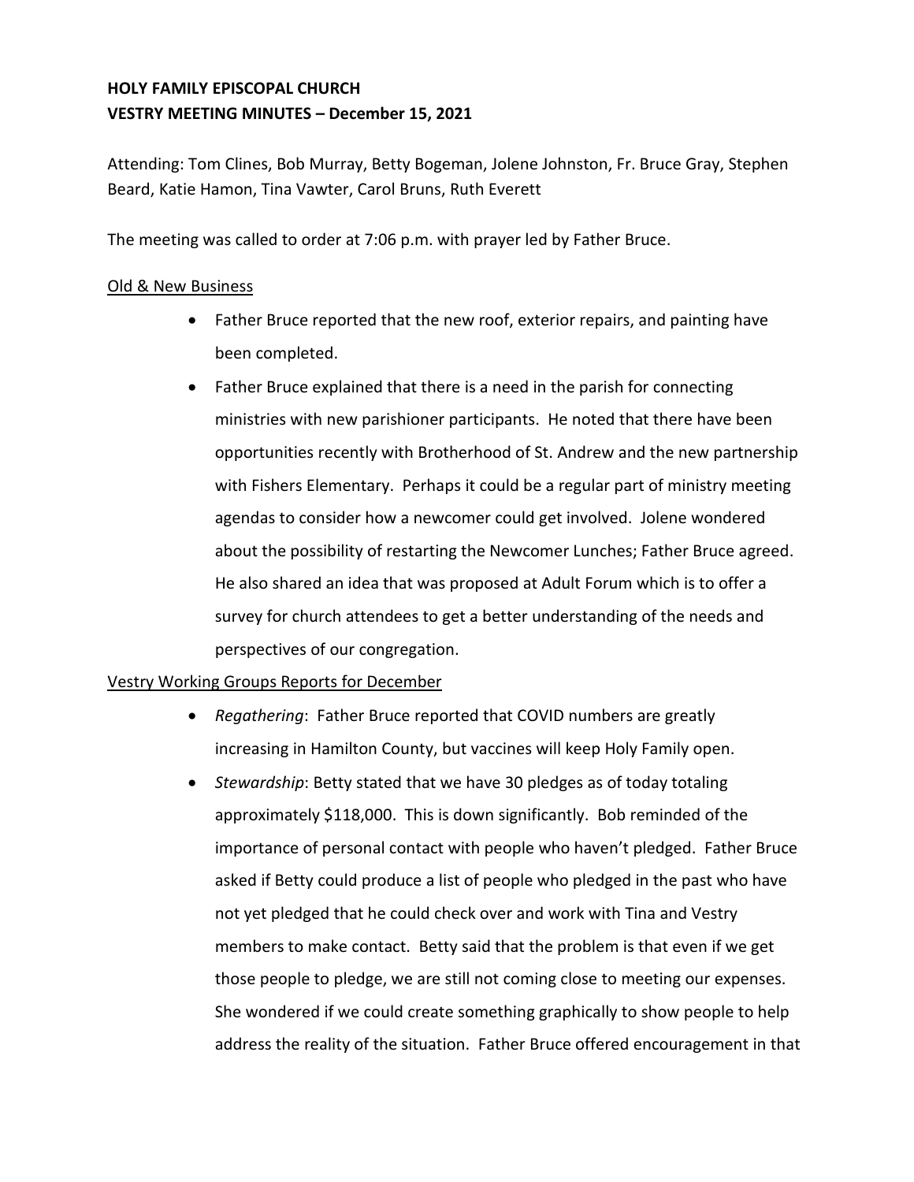**HOLY FAMILY EPISCOPAL CHURCH**
**VESTRY MEETING MINUTES – December 15, 2021**

Attending: Tom Clines, Bob Murray, Betty Bogeman, Jolene Johnston, Fr. Bruce Gray, Stephen Beard, Katie Hamon, Tina Vawter, Carol Bruns, Ruth Everett

The meeting was called to order at 7:06 p.m. with prayer led by Father Bruce.

<u>Old & New Business</u>

- Father Bruce reported that the new roof, exterior repairs, and painting have been completed.
- Father Bruce explained that there is a need in the parish for connecting ministries with new parishioner participants. He noted that there have been opportunities recently with Brotherhood of St. Andrew and the new partnership with Fishers Elementary. Perhaps it could be a regular part of ministry meeting agendas to consider how a newcomer could get involved. Jolene wondered about the possibility of restarting the Newcomer Lunches; Father Bruce agreed. He also shared an idea that was proposed at Adult Forum which is to offer a survey for church attendees to get a better understanding of the needs and perspectives of our congregation.

<u>Vestry Working Groups Reports for December</u>

- *Regathering*: Father Bruce reported that COVID numbers are greatly increasing in Hamilton County, but vaccines will keep Holy Family open.
- *Stewardship*: Betty stated that we have 30 pledges as of today totaling approximately $118,000. This is down significantly. Bob reminded of the importance of personal contact with people who haven't pledged. Father Bruce asked if Betty could produce a list of people who pledged in the past who have not yet pledged that he could check over and work with Tina and Vestry members to make contact. Betty said that the problem is that even if we get those people to pledge, we are still not coming close to meeting our expenses. She wondered if we could create something graphically to show people to help address the reality of the situation. Father Bruce offered encouragement in that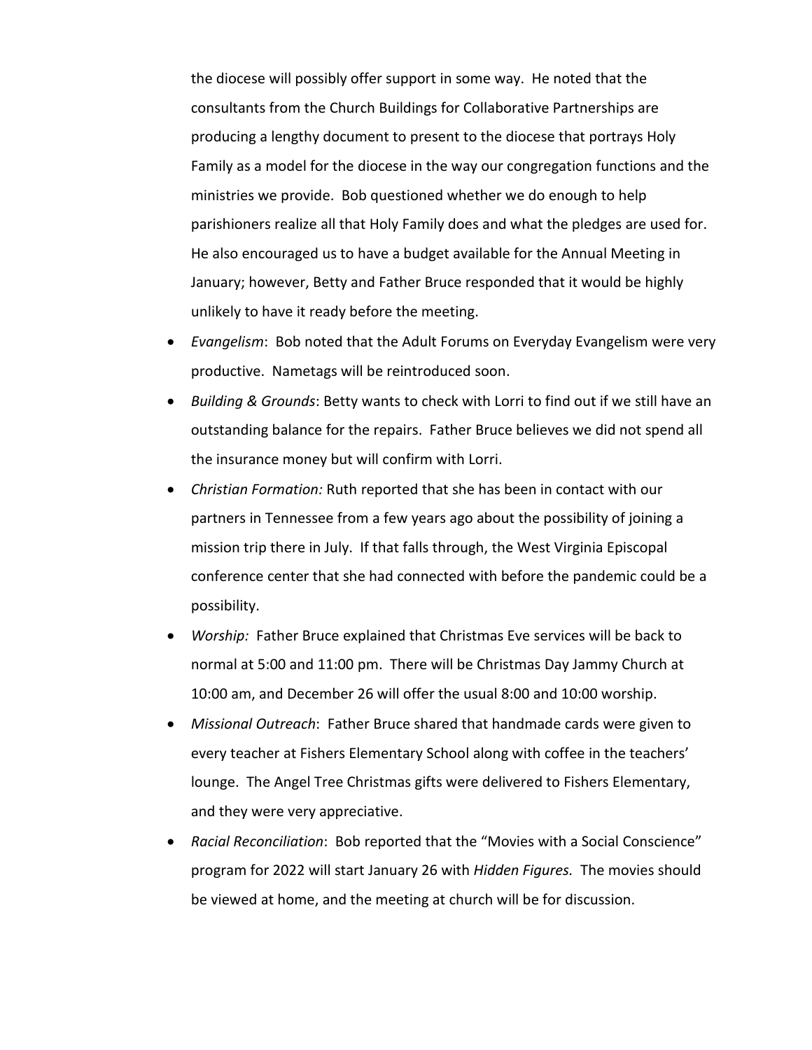the diocese will possibly offer support in some way. He noted that the consultants from the Church Buildings for Collaborative Partnerships are producing a lengthy document to present to the diocese that portrays Holy Family as a model for the diocese in the way our congregation functions and the ministries we provide. Bob questioned whether we do enough to help parishioners realize all that Holy Family does and what the pledges are used for. He also encouraged us to have a budget available for the Annual Meeting in January; however, Betty and Father Bruce responded that it would be highly unlikely to have it ready before the meeting.

- *Evangelism*: Bob noted that the Adult Forums on Everyday Evangelism were very productive. Nametags will be reintroduced soon.
- *Building & Grounds*: Betty wants to check with Lorri to find out if we still have an outstanding balance for the repairs. Father Bruce believes we did not spend all the insurance money but will confirm with Lorri.
- *Christian Formation:* Ruth reported that she has been in contact with our partners in Tennessee from a few years ago about the possibility of joining a mission trip there in July. If that falls through, the West Virginia Episcopal conference center that she had connected with before the pandemic could be a possibility.
- *Worship:* Father Bruce explained that Christmas Eve services will be back to normal at 5:00 and 11:00 pm. There will be Christmas Day Jammy Church at 10:00 am, and December 26 will offer the usual 8:00 and 10:00 worship.
- *Missional Outreach*: Father Bruce shared that handmade cards were given to every teacher at Fishers Elementary School along with coffee in the teachers' lounge. The Angel Tree Christmas gifts were delivered to Fishers Elementary, and they were very appreciative.
- *Racial Reconciliation*: Bob reported that the "Movies with a Social Conscience" program for 2022 will start January 26 with *Hidden Figures.* The movies should be viewed at home, and the meeting at church will be for discussion.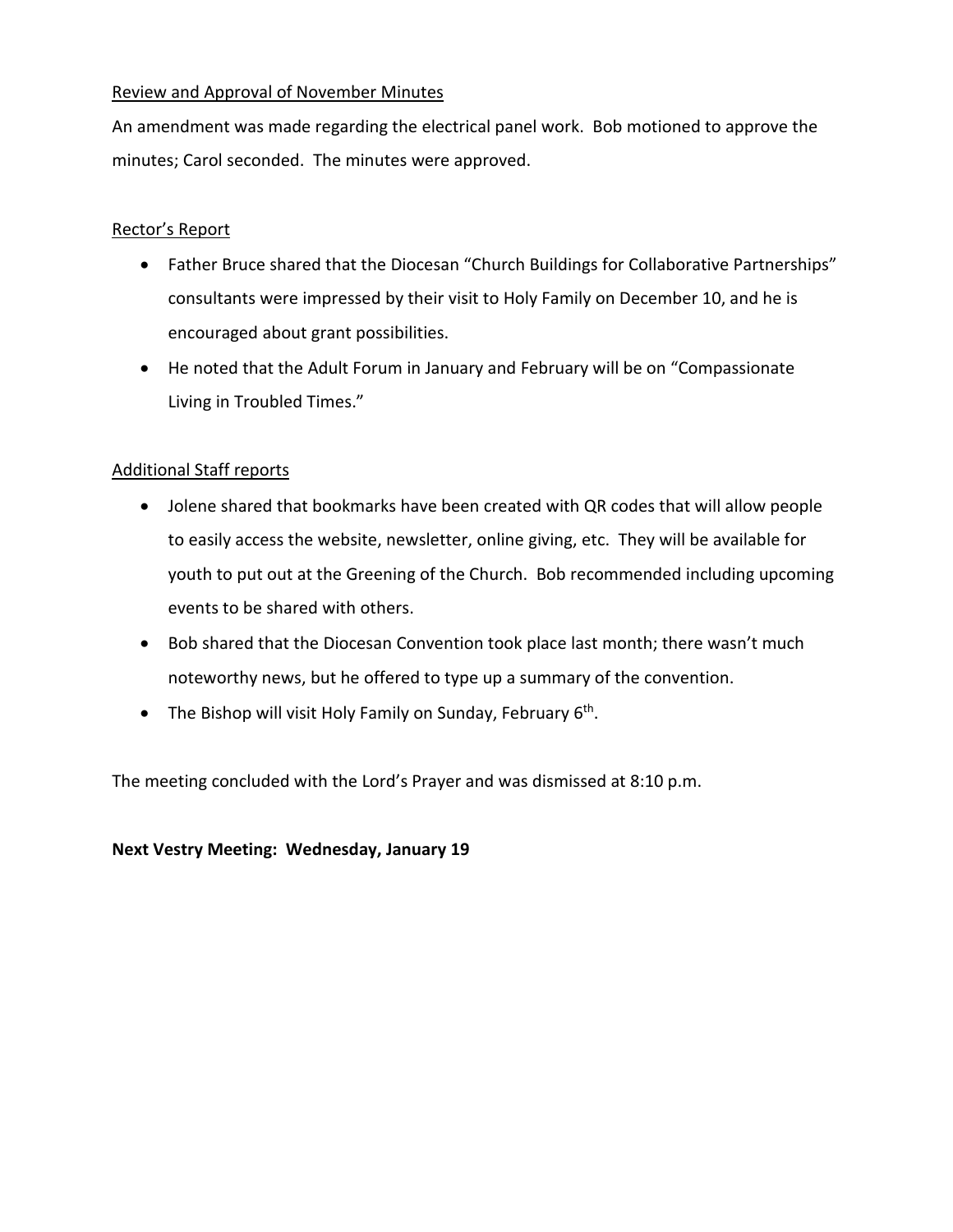<u>Review and Approval of November Minutes</u>

An amendment was made regarding the electrical panel work. Bob motioned to approve the minutes; Carol seconded. The minutes were approved.

<u>Rector's Report</u>

- Father Bruce shared that the Diocesan "Church Buildings for Collaborative Partnerships" consultants were impressed by their visit to Holy Family on December 10, and he is encouraged about grant possibilities.
- He noted that the Adult Forum in January and February will be on "Compassionate Living in Troubled Times."

<u>Additional Staff reports</u>

- Jolene shared that bookmarks have been created with QR codes that will allow people to easily access the website, newsletter, online giving, etc. They will be available for youth to put out at the Greening of the Church. Bob recommended including upcoming events to be shared with others.
- Bob shared that the Diocesan Convention took place last month; there wasn't much noteworthy news, but he offered to type up a summary of the convention.
- The Bishop will visit Holy Family on Sunday, February 6th.

The meeting concluded with the Lord's Prayer and was dismissed at 8:10 p.m.

**Next Vestry Meeting: Wednesday, January 19**